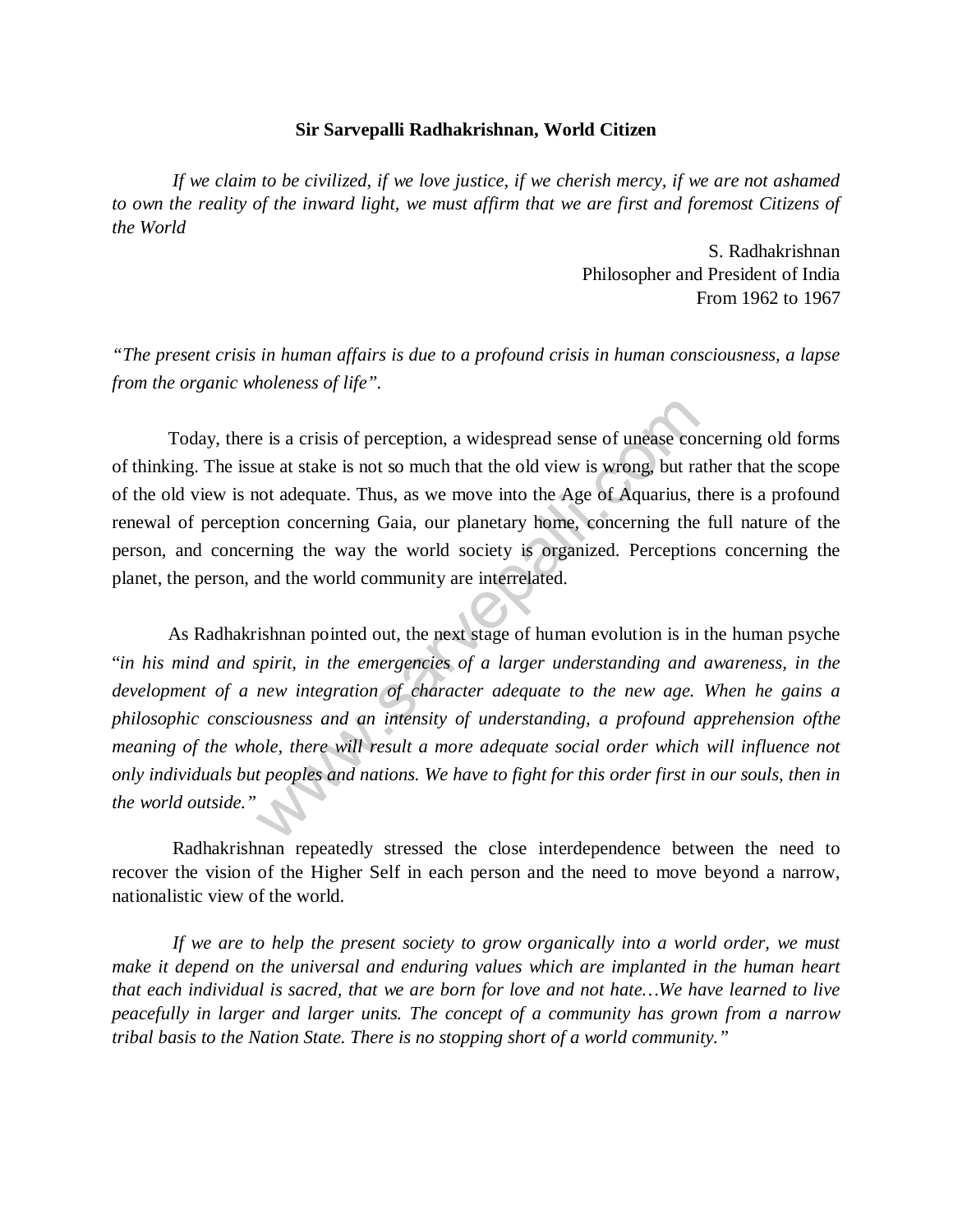**Sir Sarvepalli Radhakrishnan, World Citizen**

*If we claim to be civilized, if we love justice, if we cherish mercy, if we are not ashamed to own the reality of the inward light, we must affirm that we are first and foremost Citizens of the World*

S. Radhakrishnan
Philosopher and President of India
From 1962 to 1967

*"The present crisis in human affairs is due to a profound crisis in human consciousness, a lapse from the organic wholeness of life".*

Today, there is a crisis of perception, a widespread sense of unease concerning old forms of thinking. The issue at stake is not so much that the old view is wrong, but rather that the scope of the old view is not adequate. Thus, as we move into the Age of Aquarius, there is a profound renewal of perception concerning Gaia, our planetary home, concerning the full nature of the person, and concerning the way the world society is organized. Perceptions concerning the planet, the person, and the world community are interrelated.

As Radhakrishnan pointed out, the next stage of human evolution is in the human psyche "*in his mind and spirit, in the emergencies of a larger understanding and awareness, in the development of a new integration of character adequate to the new age. When he gains a philosophic consciousness and an intensity of understanding, a profound apprehension ofthe meaning of the whole, there will result a more adequate social order which will influence not only individuals but peoples and nations. We have to fight for this order first in our souls, then in the world outside."*

Radhakrishnan repeatedly stressed the close interdependence between the need to recover the vision of the Higher Self in each person and the need to move beyond a narrow, nationalistic view of the world.

*If we are to help the present society to grow organically into a world order, we must make it depend on the universal and enduring values which are implanted in the human heart that each individual is sacred, that we are born for love and not hate…We have learned to live peacefully in larger and larger units. The concept of a community has grown from a narrow tribal basis to the Nation State. There is no stopping short of a world community."*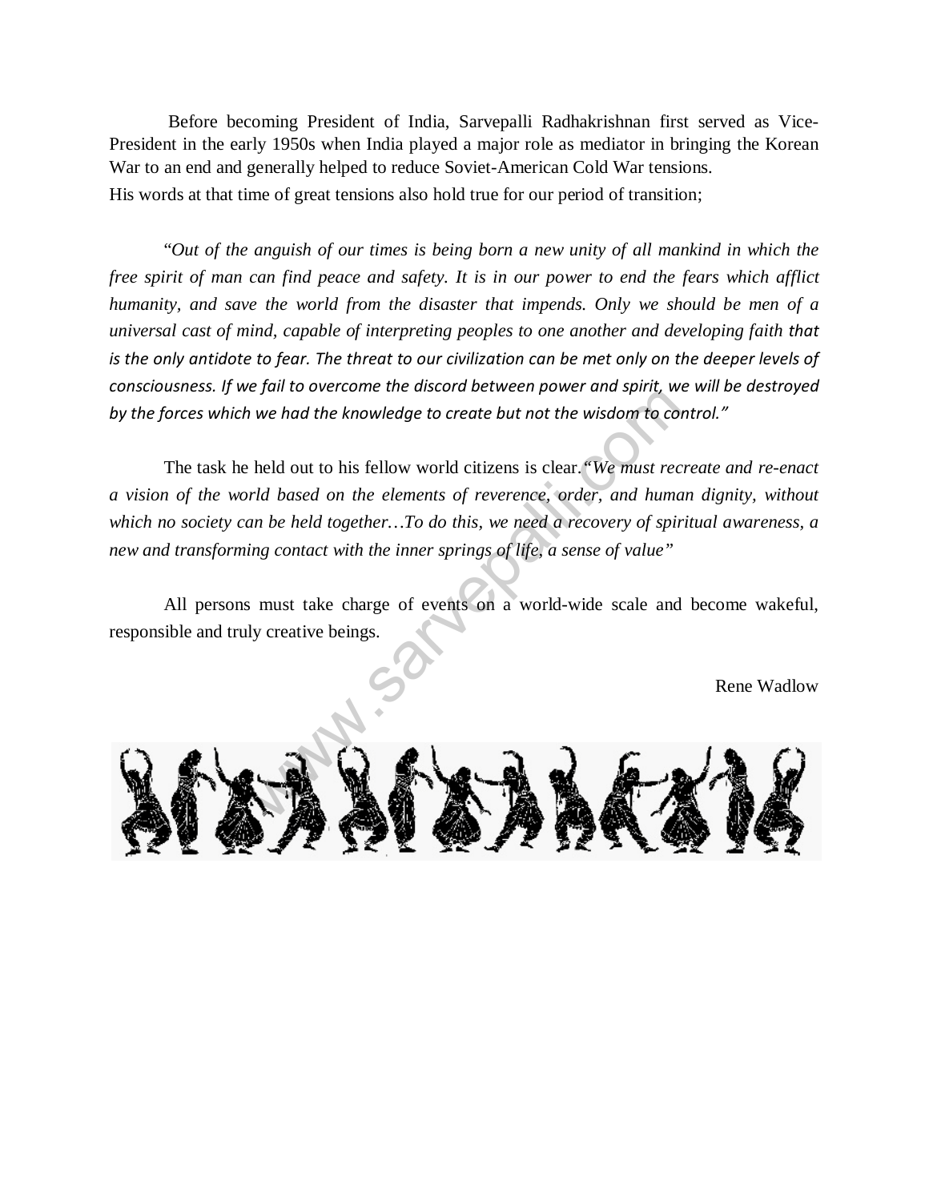Before becoming President of India, Sarvepalli Radhakrishnan first served as Vice-President in the early 1950s when India played a major role as mediator in bringing the Korean War to an end and generally helped to reduce Soviet-American Cold War tensions.
His words at that time of great tensions also hold true for our period of transition;

"*Out of the anguish of our times is being born a new unity of all mankind in which the free spirit of man can find peace and safety. It is in our power to end the fears which afflict humanity, and save the world from the disaster that impends. Only we should be men of a universal cast of mind, capable of interpreting peoples to one another and developing faith that is the only antidote to fear. The threat to our civilization can be met only on the deeper levels of consciousness. If we fail to overcome the discord between power and spirit, we will be destroyed by the forces which we had the knowledge to create but not the wisdom to control."*

The task he held out to his fellow world citizens is clear.*"We must recreate and re-enact a vision of the world based on the elements of reverence, order, and human dignity, without which no society can be held together…To do this, we need a recovery of spiritual awareness, a new and transforming contact with the inner springs of life, a sense of value"*

All persons must take charge of events on a world-wide scale and become wakeful, responsible and truly creative beings.

Rene Wadlow